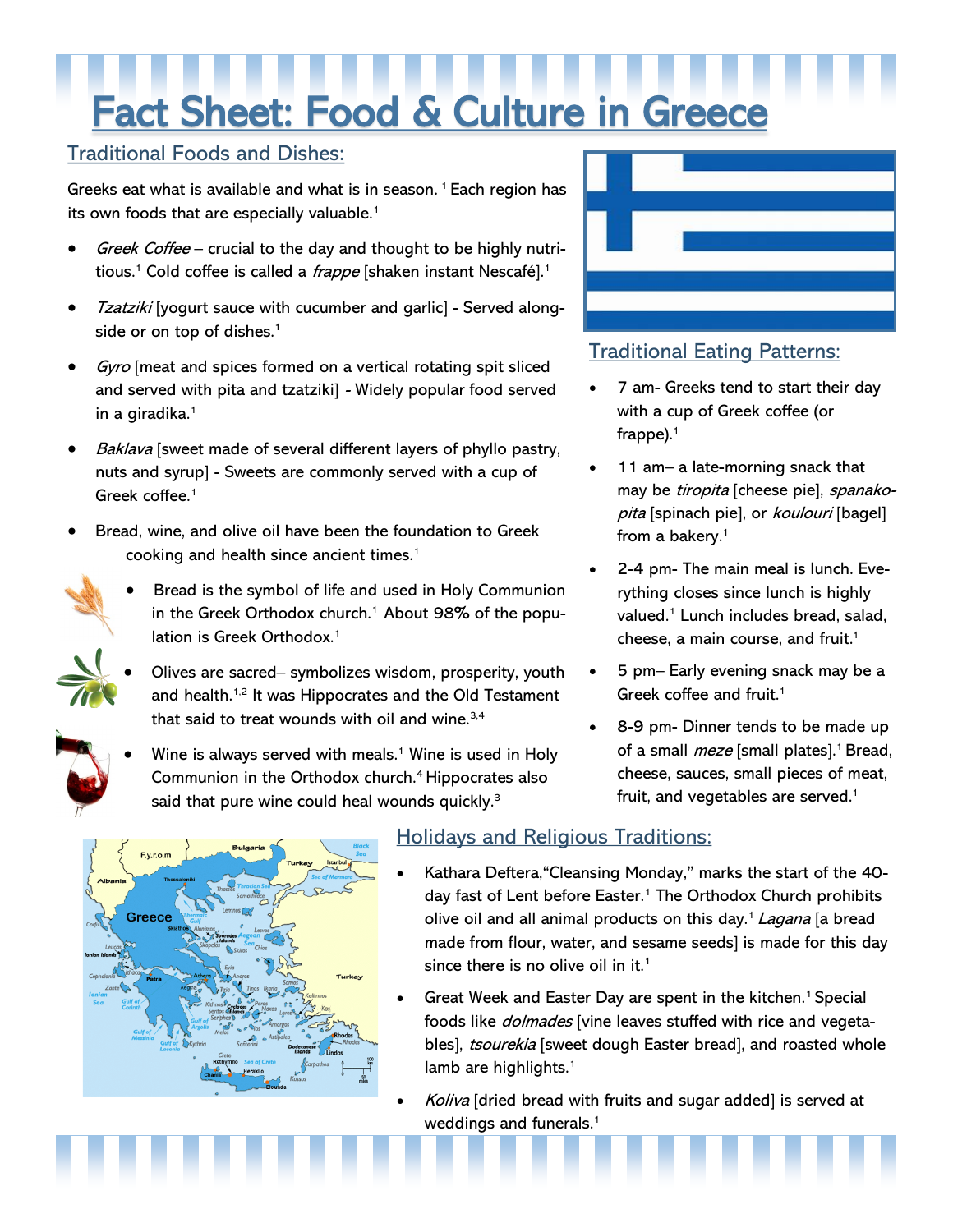# Fact Sheet: Food & Culture in Greece

## Traditional Foods and Dishes:

Greeks eat what is available and what is in season. [1] Each region has its own foods that are especially valuable.[1]

- *Greek Coffee* – crucial to the day and thought to be highly nutritious.[1] Cold coffee is called a *frappe* [shaken instant Nescafé].[1]
- *Tzatziki* [yogurt sauce with cucumber and garlic] - Served alongside or on top of dishes.[1]
- *Gyro* [meat and spices formed on a vertical rotating spit sliced and served with pita and tzatziki] - Widely popular food served in a giradika.[1]
- *Baklava* [sweet made of several different layers of phyllo pastry, nuts and syrup] - Sweets are commonly served with a cup of Greek coffee.[1]
- Bread, wine, and olive oil have been the foundation to Greek cooking and health since ancient times.[1]
  - Bread is the symbol of life and used in Holy Communion in the Greek Orthodox church.[1] About 98% of the population is Greek Orthodox.[1]
  - Olives are sacred– symbolizes wisdom, prosperity, youth and health.[1,2] It was Hippocrates and the Old Testament that said to treat wounds with oil and wine.[3,4]
  - Wine is always served with meals.[1] Wine is used in Holy Communion in the Orthodox church.[4] Hippocrates also said that pure wine could heal wounds quickly.[3]

## Traditional Eating Patterns:

- 7 am- Greeks tend to start their day with a cup of Greek coffee (or frappe).[1]
- 11 am– a late-morning snack that may be *tiropita* [cheese pie], *spanakopita* [spinach pie], or *koulouri* [bagel] from a bakery.[1]
- 2-4 pm- The main meal is lunch. Everything closes since lunch is highly valued.[1] Lunch includes bread, salad, cheese, a main course, and fruit.[1]
- 5 pm– Early evening snack may be a Greek coffee and fruit.[1]
- 8-9 pm- Dinner tends to be made up of a small *meze* [small plates].[1] Bread, cheese, sauces, small pieces of meat, fruit, and vegetables are served.[1]

## Holidays and Religious Traditions:

- Kathara Deftera,"Cleansing Monday," marks the start of the 40-day fast of Lent before Easter.[1] The Orthodox Church prohibits olive oil and all animal products on this day.[1] *Lagana* [a bread made from flour, water, and sesame seeds] is made for this day since there is no olive oil in it.[1]
- Great Week and Easter Day are spent in the kitchen.[1] Special foods like *dolmades* [vine leaves stuffed with rice and vegetables], *tsourekia* [sweet dough Easter bread], and roasted whole lamb are highlights.[1]
- *Koliva* [dried bread with fruits and sugar added] is served at weddings and funerals.[1]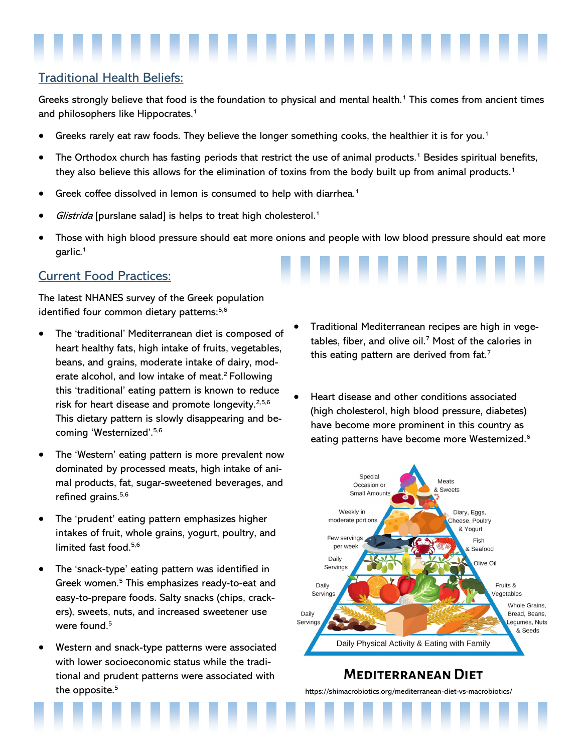## Traditional Health Beliefs:

Greeks strongly believe that food is the foundation to physical and mental health.[1] This comes from ancient times and philosophers like Hippocrates.[1]

- Greeks rarely eat raw foods. They believe the longer something cooks, the healthier it is for you.[1]
- The Orthodox church has fasting periods that restrict the use of animal products.[1] Besides spiritual benefits, they also believe this allows for the elimination of toxins from the body built up from animal products.[1]
- Greek coffee dissolved in lemon is consumed to help with diarrhea.[1]
- *Glistrida* [purslane salad] is helps to treat high cholesterol.[1]
- Those with high blood pressure should eat more onions and people with low blood pressure should eat more garlic.[1]

## Current Food Practices:

The latest NHANES survey of the Greek population identified four common dietary patterns:[5,6]

- The 'traditional' Mediterranean diet is composed of heart healthy fats, high intake of fruits, vegetables, beans, and grains, moderate intake of dairy, moderate alcohol, and low intake of meat.[2] Following this 'traditional' eating pattern is known to reduce risk for heart disease and promote longevity.[2,5,6] This dietary pattern is slowly disappearing and becoming 'Westernized'.[5,6]
- The 'Western' eating pattern is more prevalent now dominated by processed meats, high intake of animal products, fat, sugar-sweetened beverages, and refined grains.[5,6]
- The 'prudent' eating pattern emphasizes higher intakes of fruit, whole grains, yogurt, poultry, and limited fast food.[5,6]
- The 'snack-type' eating pattern was identified in Greek women.[5] This emphasizes ready-to-eat and easy-to-prepare foods. Salty snacks (chips, crackers), sweets, nuts, and increased sweetener use were found.[5]
- Western and snack-type patterns were associated with lower socioeconomic status while the traditional and prudent patterns were associated with the opposite.[5]
- Traditional Mediterranean recipes are high in vegetables, fiber, and olive oil.[7] Most of the calories in this eating pattern are derived from fat.[7]
- Heart disease and other conditions associated (high cholesterol, high blood pressure, diabetes) have become more prominent in this country as eating patterns have become more Westernized.[6]

Special Occasion or Small Amounts — Meats & Sweets

Weekly in moderate portions — Diary, Eggs, Cheese, Poultry & Yogurt

Few servings per week — Fish & Seafood

Daily Servings — Olive Oil

Daily Servings — Fruits & Vegetables

Daily Servings — Whole Grains, Bread, Beans, Legumes, Nuts & Seeds

Daily Physical Activity & Eating with Family

**MEDITERRANEAN DIET**

https://shimacrobiotics.org/mediterranean-diet-vs-macrobiotics/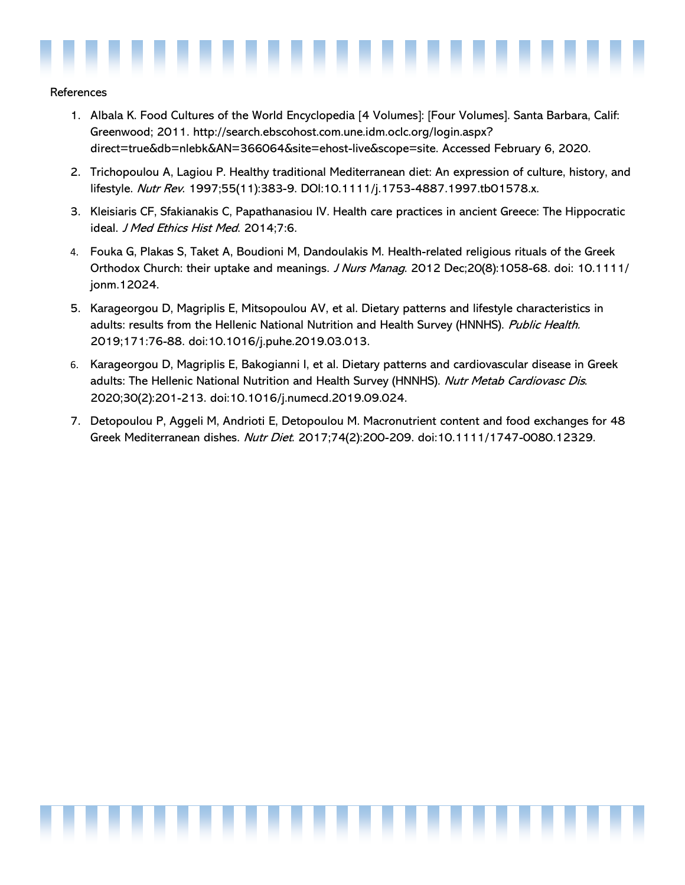References

1. Albala K. Food Cultures of the World Encyclopedia [4 Volumes]: [Four Volumes]. Santa Barbara, Calif: Greenwood; 2011. http://search.ebscohost.com.une.idm.oclc.org/login.aspx?direct=true&db=nlebk&AN=366064&site=ehost-live&scope=site. Accessed February 6, 2020.
2. Trichopoulou A, Lagiou P. Healthy traditional Mediterranean diet: An expression of culture, history, and lifestyle. *Nutr Rev*. 1997;55(11):383-9. DOI:10.1111/j.1753-4887.1997.tb01578.x.
3. Kleisiaris CF, Sfakianakis C, Papathanasiou IV. Health care practices in ancient Greece: The Hippocratic ideal. *J Med Ethics Hist Med*. 2014;7:6.
4. Fouka G, Plakas S, Taket A, Boudioni M, Dandoulakis M. Health-related religious rituals of the Greek Orthodox Church: their uptake and meanings. *J Nurs Manag*. 2012 Dec;20(8):1058-68. doi: 10.1111/jonm.12024.
5. Karageorgou D, Magriplis E, Mitsopoulou AV, et al. Dietary patterns and lifestyle characteristics in adults: results from the Hellenic National Nutrition and Health Survey (HNNHS). *Public Health.* 2019;171:76-88. doi:10.1016/j.puhe.2019.03.013.
6. Karageorgou D, Magriplis E, Bakogianni I, et al. Dietary patterns and cardiovascular disease in Greek adults: The Hellenic National Nutrition and Health Survey (HNNHS). *Nutr Metab Cardiovasc Dis*. 2020;30(2):201-213. doi:10.1016/j.numecd.2019.09.024.
7. Detopoulou P, Aggeli M, Andrioti E, Detopoulou M. Macronutrient content and food exchanges for 48 Greek Mediterranean dishes. *Nutr Diet*. 2017;74(2):200-209. doi:10.1111/1747-0080.12329.